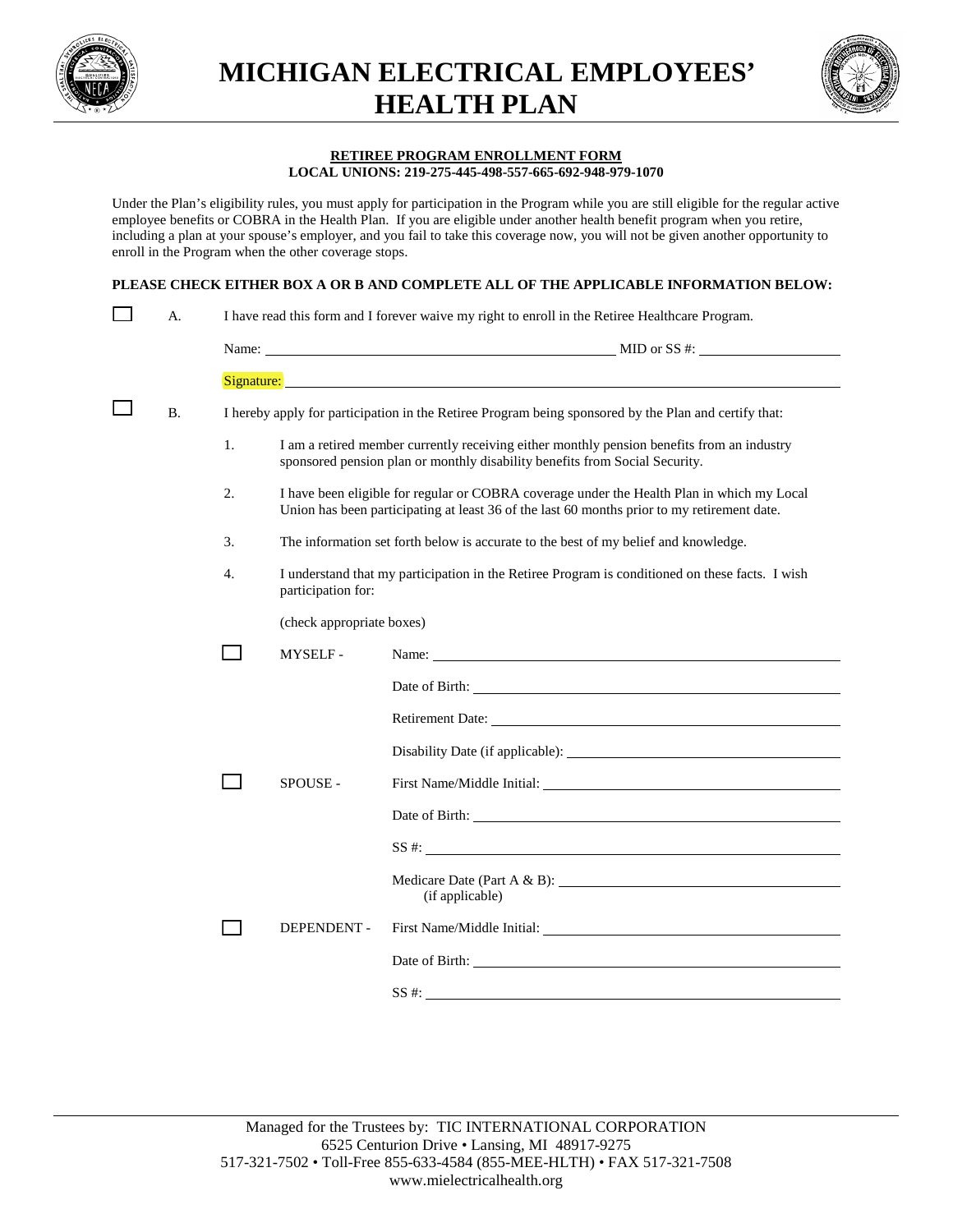# MICHIGAN ELECTRICAL EMPLOYEES' HEALTH PLAN

**RETIREE PROGRAM ENROLLMENT FORM**
**LOCAL UNIONS: 219-275-445-498-557-665-692-948-979-1070**

Under the Plan's eligibility rules, you must apply for participation in the Program while you are still eligible for the regular active employee benefits or COBRA in the Health Plan. If you are eligible under another health benefit program when you retire, including a plan at your spouse's employer, and you fail to take this coverage now, you will not be given another opportunity to enroll in the Program when the other coverage stops.

**PLEASE CHECK EITHER BOX A OR B AND COMPLETE ALL OF THE APPLICABLE INFORMATION BELOW:**

☐ A. I have read this form and I forever waive my right to enroll in the Retiree Healthcare Program.

Name: ______________________________ MID or SS #: ______________

Signature: ______________________________

☐ B. I hereby apply for participation in the Retiree Program being sponsored by the Plan and certify that:

1. I am a retired member currently receiving either monthly pension benefits from an industry sponsored pension plan or monthly disability benefits from Social Security.
2. I have been eligible for regular or COBRA coverage under the Health Plan in which my Local Union has been participating at least 36 of the last 60 months prior to my retirement date.
3. The information set forth below is accurate to the best of my belief and knowledge.
4. I understand that my participation in the Retiree Program is conditioned on these facts. I wish participation for:

(check appropriate boxes)

☐ MYSELF -
Name: ______________________________
Date of Birth: ______________________________
Retirement Date: ______________________________
Disability Date (if applicable): ______________________________

☐ SPOUSE -
First Name/Middle Initial: ______________________________
Date of Birth: ______________________________
SS #: ______________________________
Medicare Date (Part A & B): ______________________________
(if applicable)

☐ DEPENDENT -
First Name/Middle Initial: ______________________________
Date of Birth: ______________________________
SS #: ______________________________

Managed for the Trustees by: TIC INTERNATIONAL CORPORATION
6525 Centurion Drive • Lansing, MI 48917-9275
517-321-7502 • Toll-Free 855-633-4584 (855-MEE-HLTH) • FAX 517-321-7508
www.mielectricalhealth.org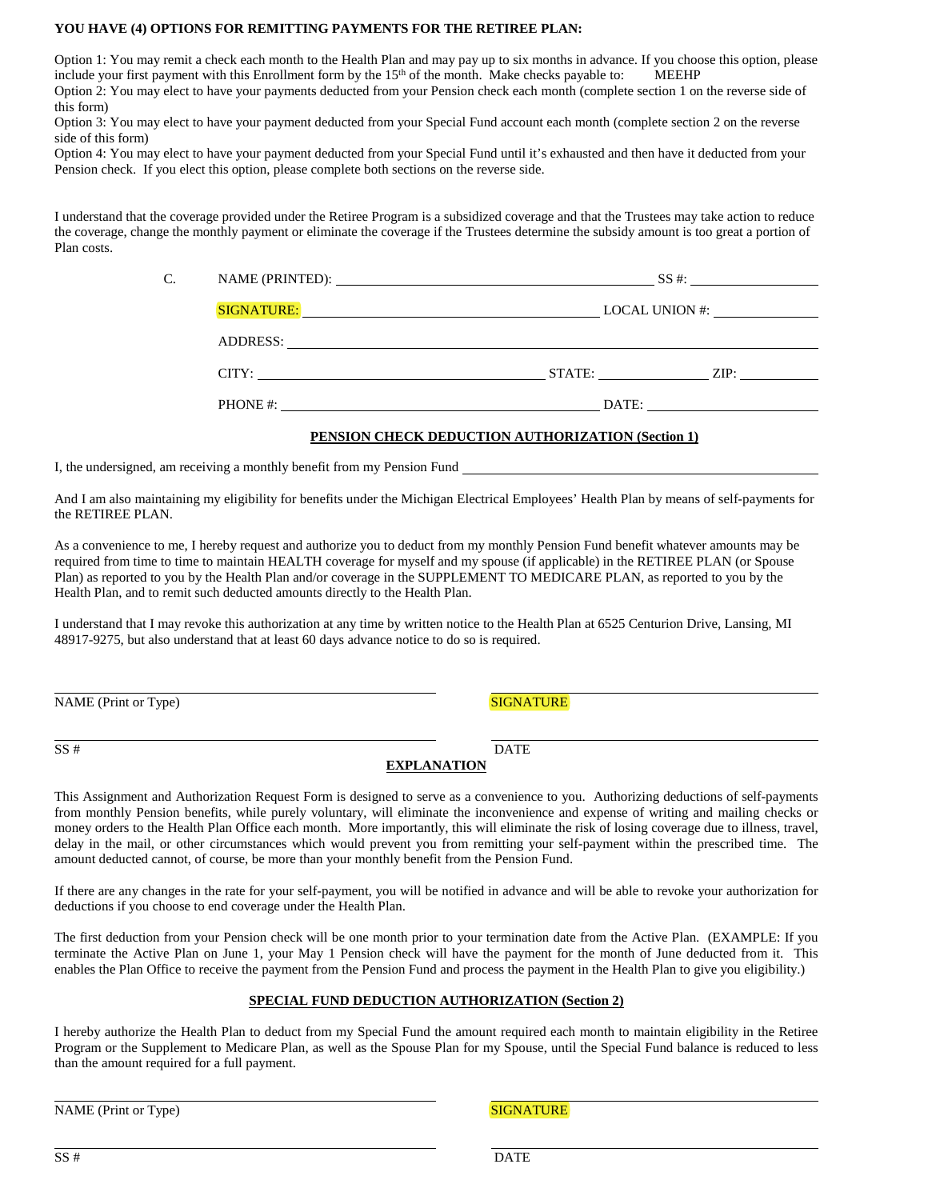**YOU HAVE (4) OPTIONS FOR REMITTING PAYMENTS FOR THE RETIREE PLAN:**

Option 1: You may remit a check each month to the Health Plan and may pay up to six months in advance. If you choose this option, please include your first payment with this Enrollment form by the 15th of the month. Make checks payable to: MEEHP
Option 2: You may elect to have your payments deducted from your Pension check each month (complete section 1 on the reverse side of this form)
Option 3: You may elect to have your payment deducted from your Special Fund account each month (complete section 2 on the reverse side of this form)
Option 4: You may elect to have your payment deducted from your Special Fund until it's exhausted and then have it deducted from your Pension check. If you elect this option, please complete both sections on the reverse side.

I understand that the coverage provided under the Retiree Program is a subsidized coverage and that the Trustees may take action to reduce the coverage, change the monthly payment or eliminate the coverage if the Trustees determine the subsidy amount is too great a portion of Plan costs.

C. NAME (PRINTED): ____________________ SS #: __________

SIGNATURE: ____________________ LOCAL UNION #: __________

ADDRESS: ________________________________________

CITY: ____________________ STATE: __________ ZIP: __________

PHONE #: ____________________ DATE: __________

**PENSION CHECK DEDUCTION AUTHORIZATION (Section 1)**

I, the undersigned, am receiving a monthly benefit from my Pension Fund ____________________

And I am also maintaining my eligibility for benefits under the Michigan Electrical Employees' Health Plan by means of self-payments for the RETIREE PLAN.

As a convenience to me, I hereby request and authorize you to deduct from my monthly Pension Fund benefit whatever amounts may be required from time to time to maintain HEALTH coverage for myself and my spouse (if applicable) in the RETIREE PLAN (or Spouse Plan) as reported to you by the Health Plan and/or coverage in the SUPPLEMENT TO MEDICARE PLAN, as reported to you by the Health Plan, and to remit such deducted amounts directly to the Health Plan.

I understand that I may revoke this authorization at any time by written notice to the Health Plan at 6525 Centurion Drive, Lansing, MI 48917-9275, but also understand that at least 60 days advance notice to do so is required.

____________________ ____________________
NAME (Print or Type) SIGNATURE

____________________ ____________________
SS # DATE

**EXPLANATION**

This Assignment and Authorization Request Form is designed to serve as a convenience to you. Authorizing deductions of self-payments from monthly Pension benefits, while purely voluntary, will eliminate the inconvenience and expense of writing and mailing checks or money orders to the Health Plan Office each month. More importantly, this will eliminate the risk of losing coverage due to illness, travel, delay in the mail, or other circumstances which would prevent you from remitting your self-payment within the prescribed time. The amount deducted cannot, of course, be more than your monthly benefit from the Pension Fund.

If there are any changes in the rate for your self-payment, you will be notified in advance and will be able to revoke your authorization for deductions if you choose to end coverage under the Health Plan.

The first deduction from your Pension check will be one month prior to your termination date from the Active Plan. (EXAMPLE: If you terminate the Active Plan on June 1, your May 1 Pension check will have the payment for the month of June deducted from it. This enables the Plan Office to receive the payment from the Pension Fund and process the payment in the Health Plan to give you eligibility.)

**SPECIAL FUND DEDUCTION AUTHORIZATION (Section 2)**

I hereby authorize the Health Plan to deduct from my Special Fund the amount required each month to maintain eligibility in the Retiree Program or the Supplement to Medicare Plan, as well as the Spouse Plan for my Spouse, until the Special Fund balance is reduced to less than the amount required for a full payment.

____________________ ____________________
NAME (Print or Type) SIGNATURE

____________________ ____________________
SS # DATE